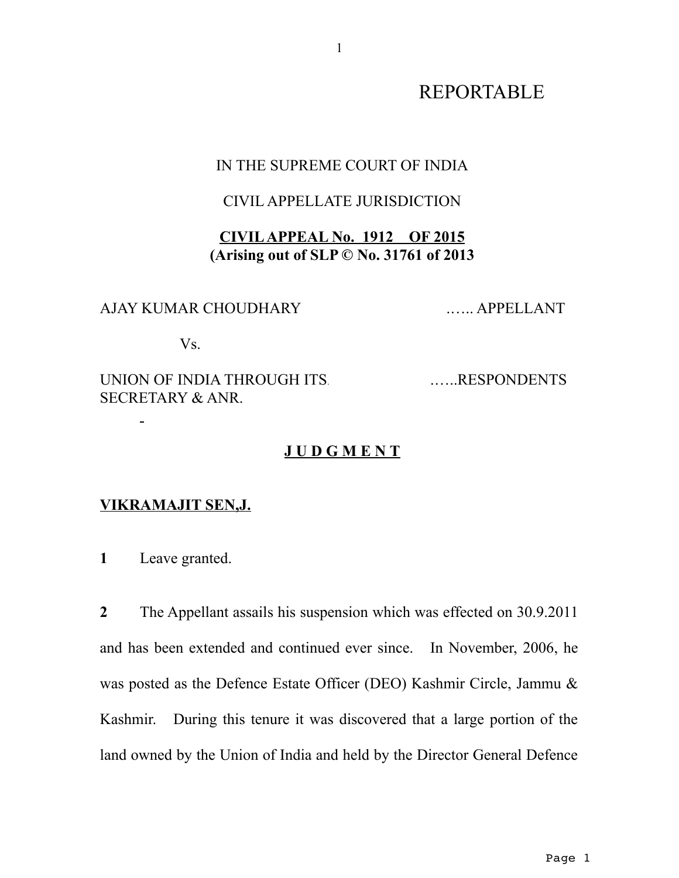REPORTABLE

IN THE SUPREME COURT OF INDIA

CIVIL APPELLATE JURISDICTION

**CIVIL APPEAL No. 1912 OF 2015**
**(Arising out of SLP © No. 31761 of 2013**

AJAY KUMAR CHOUDHARY …... APPELLANT

Vs.

UNION OF INDIA THROUGH ITS. SECRETARY & ANR. …...RESPONDENTS

**J U D G M E N T**

**VIKRAMAJIT SEN,J.**

**1** Leave granted.

**2** The Appellant assails his suspension which was effected on 30.9.2011 and has been extended and continued ever since. In November, 2006, he was posted as the Defence Estate Officer (DEO) Kashmir Circle, Jammu & Kashmir. During this tenure it was discovered that a large portion of the land owned by the Union of India and held by the Director General Defence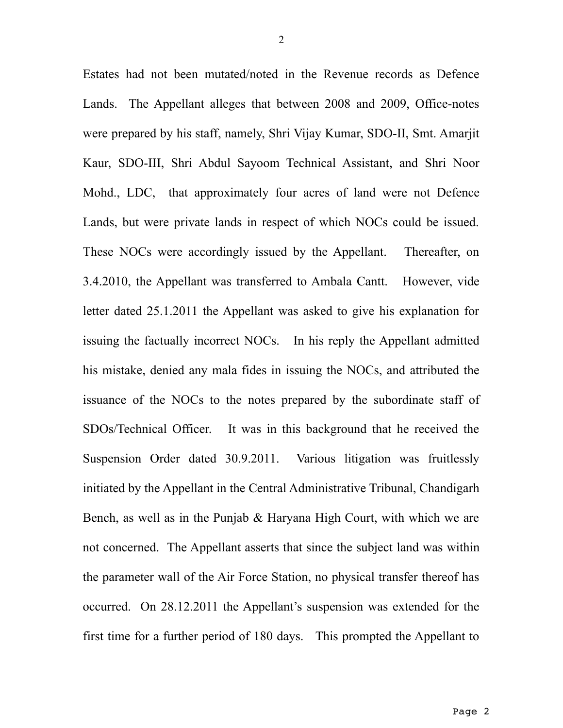Estates had not been mutated/noted in the Revenue records as Defence Lands. The Appellant alleges that between 2008 and 2009, Office-notes were prepared by his staff, namely, Shri Vijay Kumar, SDO-II, Smt. Amarjit Kaur, SDO-III, Shri Abdul Sayoom Technical Assistant, and Shri Noor Mohd., LDC, that approximately four acres of land were not Defence Lands, but were private lands in respect of which NOCs could be issued. These NOCs were accordingly issued by the Appellant. Thereafter, on 3.4.2010, the Appellant was transferred to Ambala Cantt. However, vide letter dated 25.1.2011 the Appellant was asked to give his explanation for issuing the factually incorrect NOCs. In his reply the Appellant admitted his mistake, denied any mala fides in issuing the NOCs, and attributed the issuance of the NOCs to the notes prepared by the subordinate staff of SDOs/Technical Officer. It was in this background that he received the Suspension Order dated 30.9.2011. Various litigation was fruitlessly initiated by the Appellant in the Central Administrative Tribunal, Chandigarh Bench, as well as in the Punjab & Haryana High Court, with which we are not concerned. The Appellant asserts that since the subject land was within the parameter wall of the Air Force Station, no physical transfer thereof has occurred. On 28.12.2011 the Appellant's suspension was extended for the first time for a further period of 180 days. This prompted the Appellant to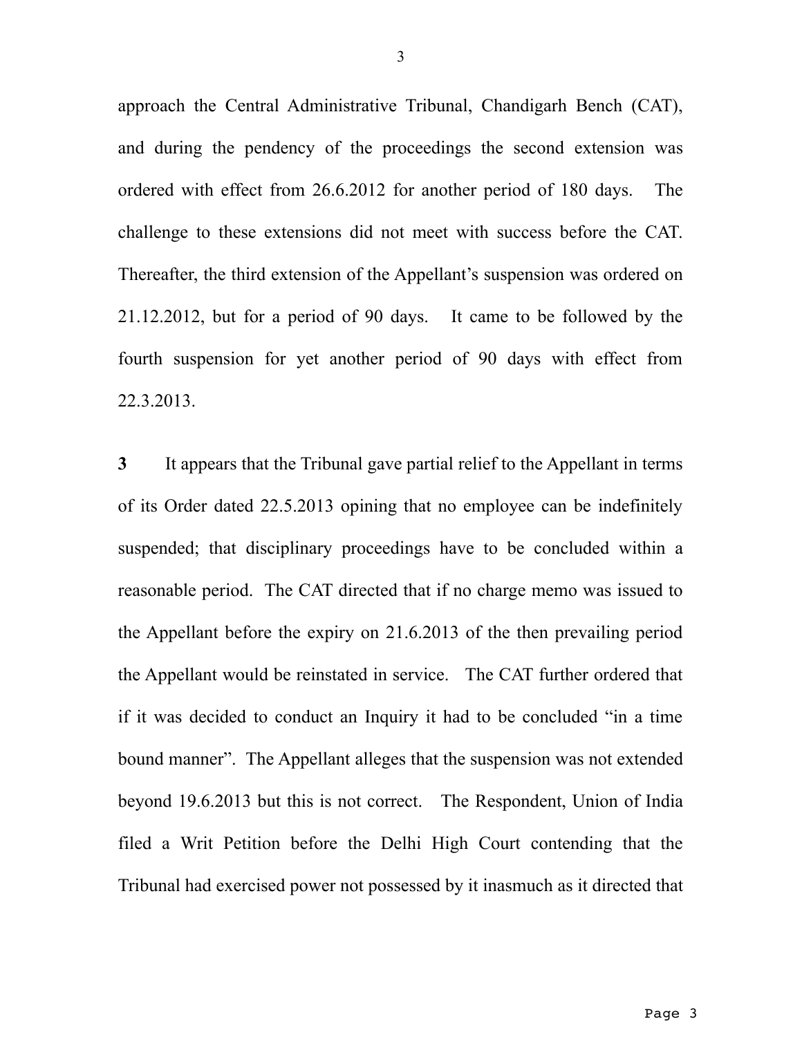approach the Central Administrative Tribunal, Chandigarh Bench (CAT), and during the pendency of the proceedings the second extension was ordered with effect from 26.6.2012 for another period of 180 days. The challenge to these extensions did not meet with success before the CAT. Thereafter, the third extension of the Appellant's suspension was ordered on 21.12.2012, but for a period of 90 days. It came to be followed by the fourth suspension for yet another period of 90 days with effect from 22.3.2013.

**3** It appears that the Tribunal gave partial relief to the Appellant in terms of its Order dated 22.5.2013 opining that no employee can be indefinitely suspended; that disciplinary proceedings have to be concluded within a reasonable period. The CAT directed that if no charge memo was issued to the Appellant before the expiry on 21.6.2013 of the then prevailing period the Appellant would be reinstated in service. The CAT further ordered that if it was decided to conduct an Inquiry it had to be concluded "in a time bound manner". The Appellant alleges that the suspension was not extended beyond 19.6.2013 but this is not correct. The Respondent, Union of India filed a Writ Petition before the Delhi High Court contending that the Tribunal had exercised power not possessed by it inasmuch as it directed that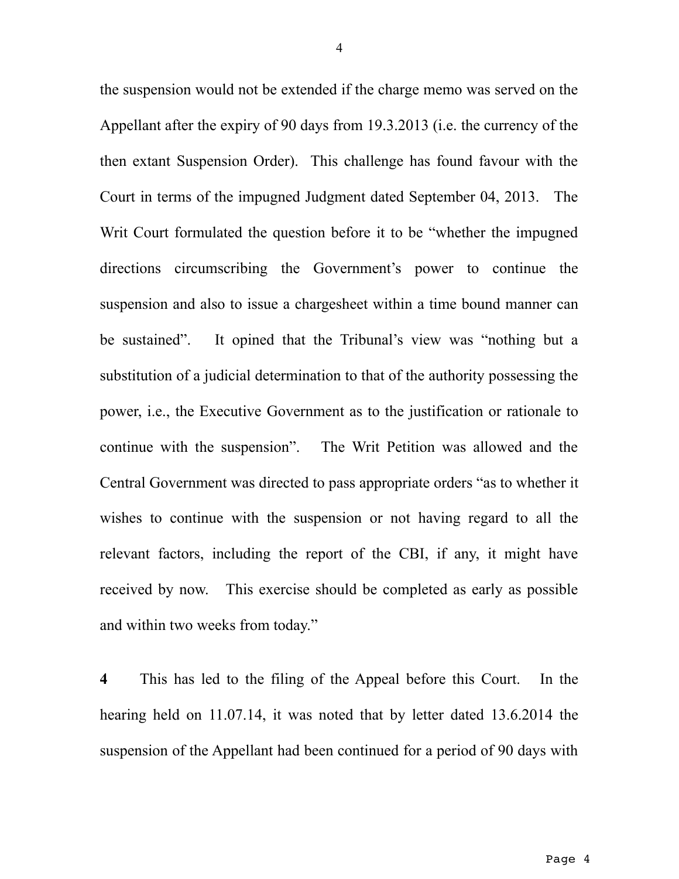the suspension would not be extended if the charge memo was served on the Appellant after the expiry of 90 days from 19.3.2013 (i.e. the currency of the then extant Suspension Order). This challenge has found favour with the Court in terms of the impugned Judgment dated September 04, 2013. The Writ Court formulated the question before it to be "whether the impugned directions circumscribing the Government's power to continue the suspension and also to issue a chargesheet within a time bound manner can be sustained". It opined that the Tribunal's view was "nothing but a substitution of a judicial determination to that of the authority possessing the power, i.e., the Executive Government as to the justification or rationale to continue with the suspension". The Writ Petition was allowed and the Central Government was directed to pass appropriate orders "as to whether it wishes to continue with the suspension or not having regard to all the relevant factors, including the report of the CBI, if any, it might have received by now. This exercise should be completed as early as possible and within two weeks from today."

**4** This has led to the filing of the Appeal before this Court. In the hearing held on 11.07.14, it was noted that by letter dated 13.6.2014 the suspension of the Appellant had been continued for a period of 90 days with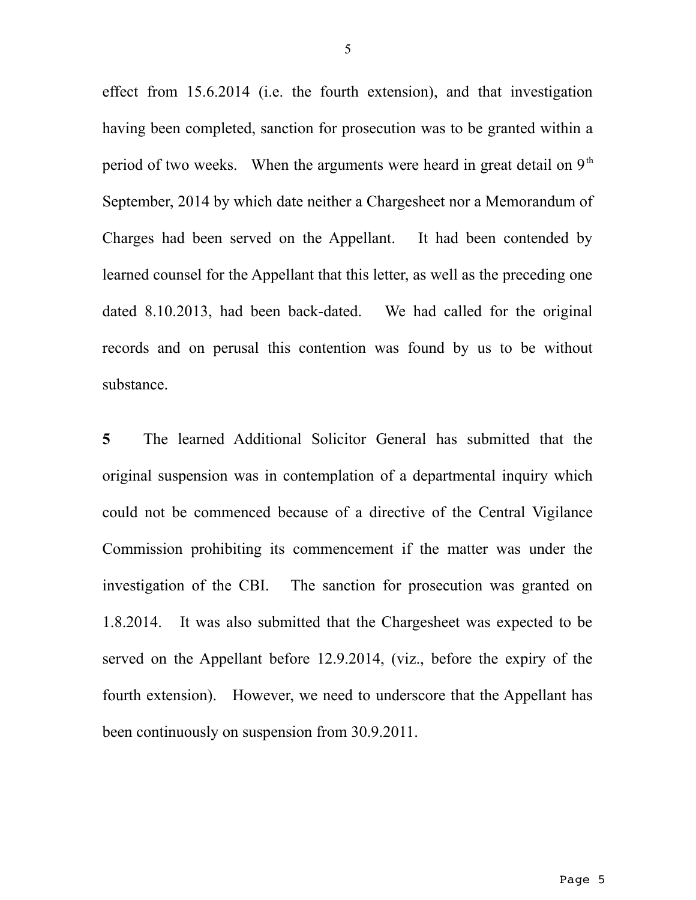effect from 15.6.2014 (i.e. the fourth extension), and that investigation having been completed, sanction for prosecution was to be granted within a period of two weeks. When the arguments were heard in great detail on 9th September, 2014 by which date neither a Chargesheet nor a Memorandum of Charges had been served on the Appellant. It had been contended by learned counsel for the Appellant that this letter, as well as the preceding one dated 8.10.2013, had been back-dated. We had called for the original records and on perusal this contention was found by us to be without substance.

**5** The learned Additional Solicitor General has submitted that the original suspension was in contemplation of a departmental inquiry which could not be commenced because of a directive of the Central Vigilance Commission prohibiting its commencement if the matter was under the investigation of the CBI. The sanction for prosecution was granted on 1.8.2014. It was also submitted that the Chargesheet was expected to be served on the Appellant before 12.9.2014, (viz., before the expiry of the fourth extension). However, we need to underscore that the Appellant has been continuously on suspension from 30.9.2011.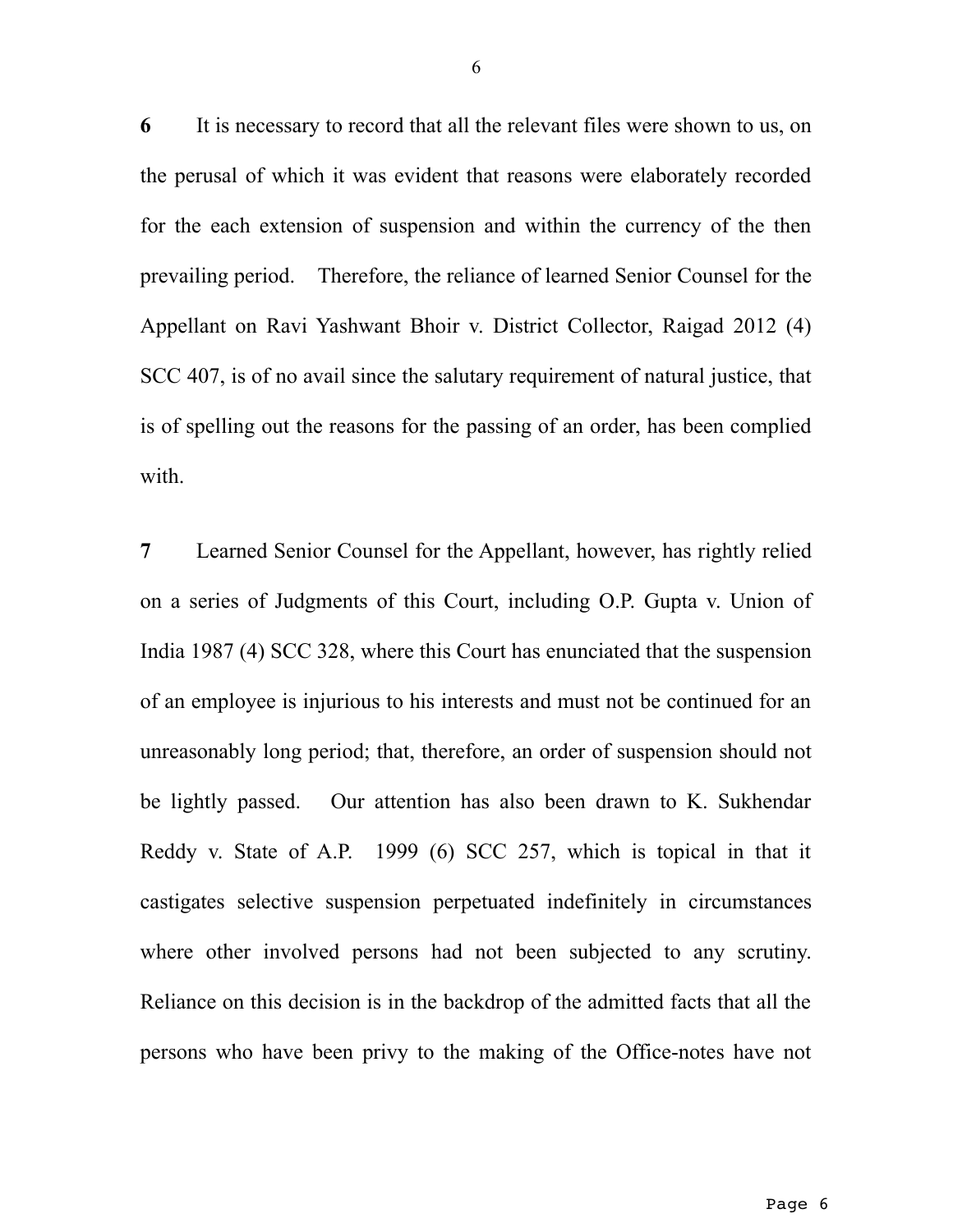**6** It is necessary to record that all the relevant files were shown to us, on the perusal of which it was evident that reasons were elaborately recorded for the each extension of suspension and within the currency of the then prevailing period. Therefore, the reliance of learned Senior Counsel for the Appellant on Ravi Yashwant Bhoir v. District Collector, Raigad 2012 (4) SCC 407, is of no avail since the salutary requirement of natural justice, that is of spelling out the reasons for the passing of an order, has been complied with.

**7** Learned Senior Counsel for the Appellant, however, has rightly relied on a series of Judgments of this Court, including O.P. Gupta v. Union of India 1987 (4) SCC 328, where this Court has enunciated that the suspension of an employee is injurious to his interests and must not be continued for an unreasonably long period; that, therefore, an order of suspension should not be lightly passed. Our attention has also been drawn to K. Sukhendar Reddy v. State of A.P. 1999 (6) SCC 257, which is topical in that it castigates selective suspension perpetuated indefinitely in circumstances where other involved persons had not been subjected to any scrutiny. Reliance on this decision is in the backdrop of the admitted facts that all the persons who have been privy to the making of the Office-notes have not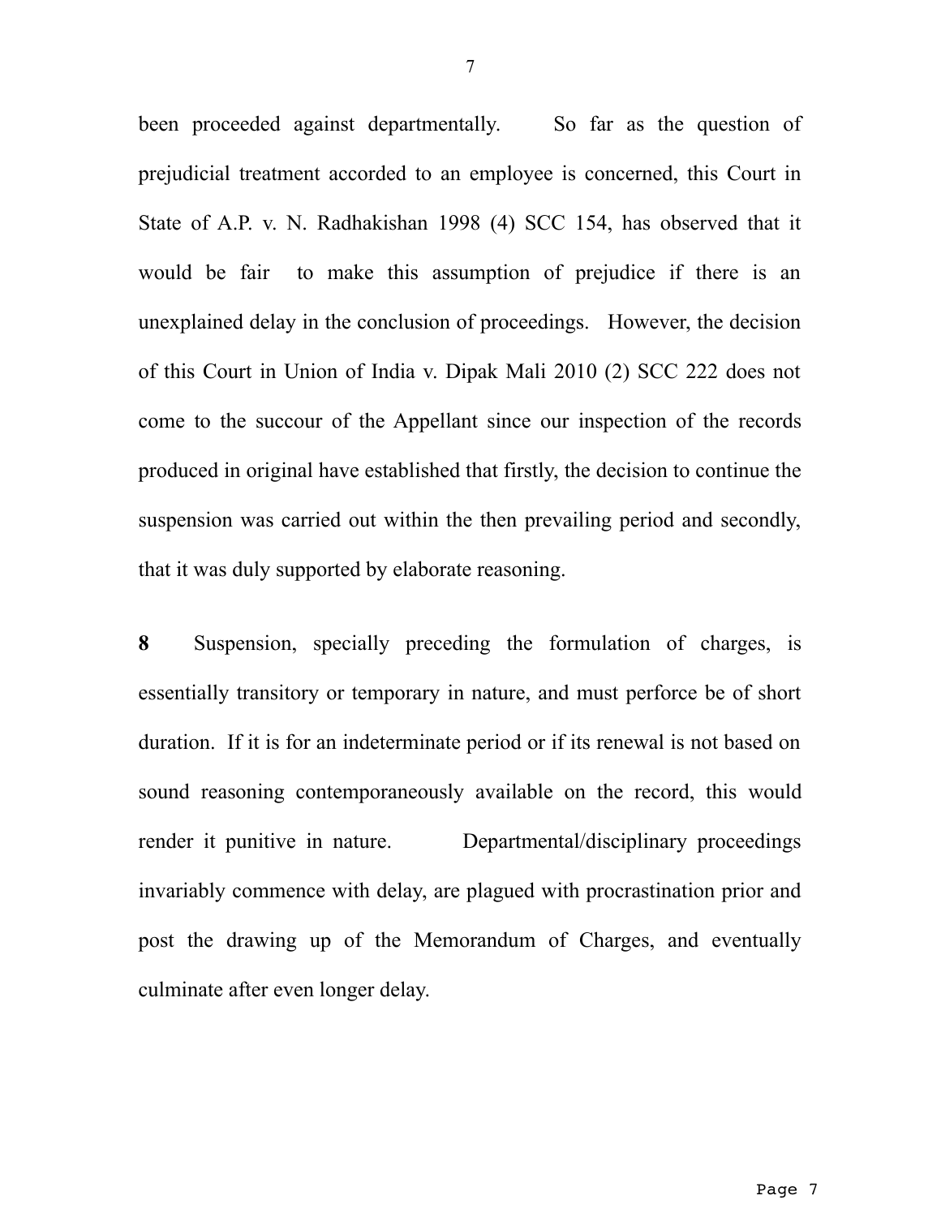been proceeded against departmentally. So far as the question of prejudicial treatment accorded to an employee is concerned, this Court in State of A.P. v. N. Radhakishan 1998 (4) SCC 154, has observed that it would be fair to make this assumption of prejudice if there is an unexplained delay in the conclusion of proceedings. However, the decision of this Court in Union of India v. Dipak Mali 2010 (2) SCC 222 does not come to the succour of the Appellant since our inspection of the records produced in original have established that firstly, the decision to continue the suspension was carried out within the then prevailing period and secondly, that it was duly supported by elaborate reasoning.

**8** Suspension, specially preceding the formulation of charges, is essentially transitory or temporary in nature, and must perforce be of short duration. If it is for an indeterminate period or if its renewal is not based on sound reasoning contemporaneously available on the record, this would render it punitive in nature. Departmental/disciplinary proceedings invariably commence with delay, are plagued with procrastination prior and post the drawing up of the Memorandum of Charges, and eventually culminate after even longer delay.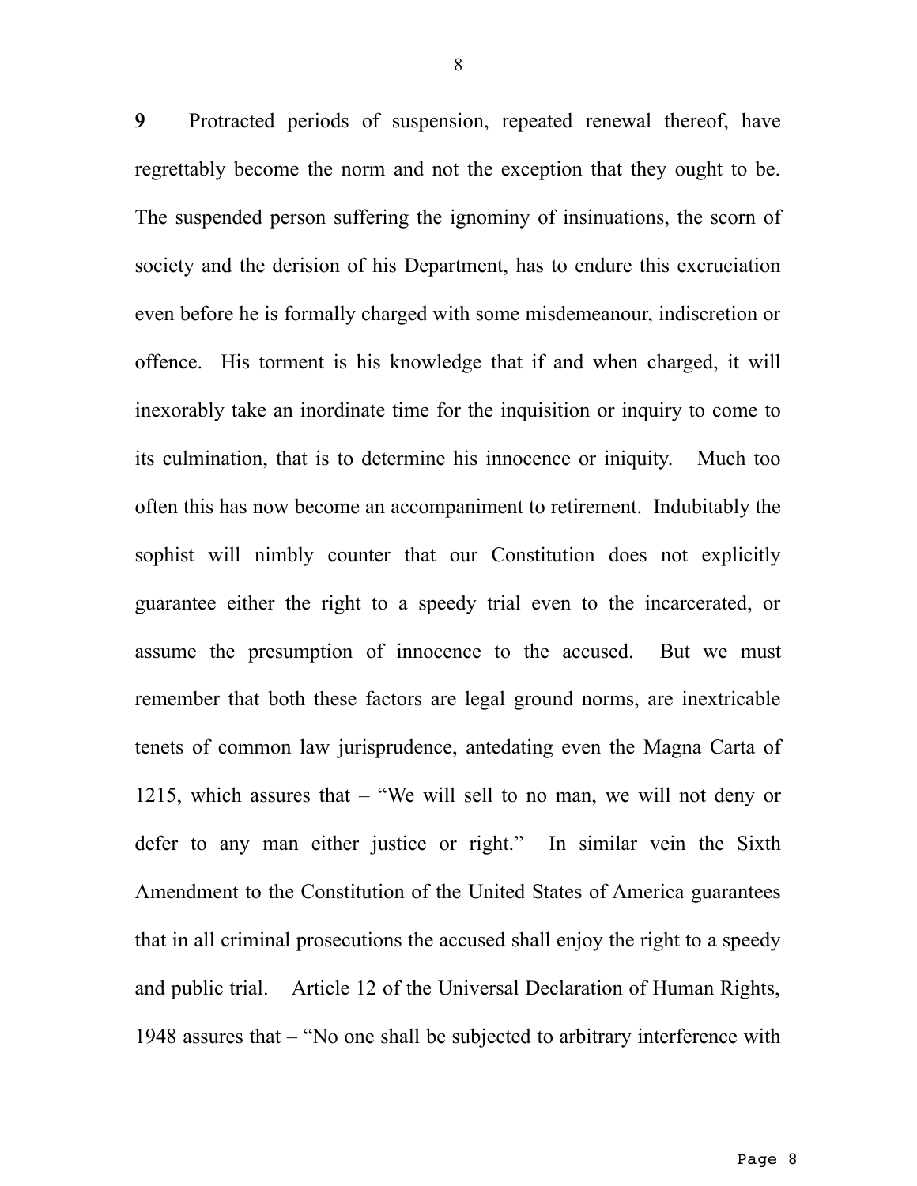**9** Protracted periods of suspension, repeated renewal thereof, have regrettably become the norm and not the exception that they ought to be. The suspended person suffering the ignominy of insinuations, the scorn of society and the derision of his Department, has to endure this excruciation even before he is formally charged with some misdemeanour, indiscretion or offence. His torment is his knowledge that if and when charged, it will inexorably take an inordinate time for the inquisition or inquiry to come to its culmination, that is to determine his innocence or iniquity. Much too often this has now become an accompaniment to retirement. Indubitably the sophist will nimbly counter that our Constitution does not explicitly guarantee either the right to a speedy trial even to the incarcerated, or assume the presumption of innocence to the accused. But we must remember that both these factors are legal ground norms, are inextricable tenets of common law jurisprudence, antedating even the Magna Carta of 1215, which assures that – "We will sell to no man, we will not deny or defer to any man either justice or right." In similar vein the Sixth Amendment to the Constitution of the United States of America guarantees that in all criminal prosecutions the accused shall enjoy the right to a speedy and public trial. Article 12 of the Universal Declaration of Human Rights, 1948 assures that – "No one shall be subjected to arbitrary interference with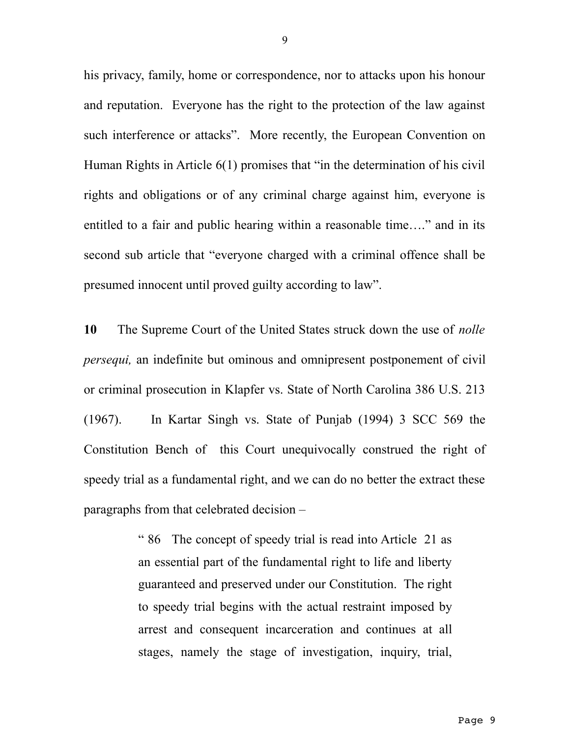his privacy, family, home or correspondence, nor to attacks upon his honour and reputation. Everyone has the right to the protection of the law against such interference or attacks". More recently, the European Convention on Human Rights in Article 6(1) promises that "in the determination of his civil rights and obligations or of any criminal charge against him, everyone is entitled to a fair and public hearing within a reasonable time…." and in its second sub article that "everyone charged with a criminal offence shall be presumed innocent until proved guilty according to law".

**10** The Supreme Court of the United States struck down the use of *nolle persequi,* an indefinite but ominous and omnipresent postponement of civil or criminal prosecution in Klapfer vs. State of North Carolina 386 U.S. 213 (1967). In Kartar Singh vs. State of Punjab (1994) 3 SCC 569 the Constitution Bench of this Court unequivocally construed the right of speedy trial as a fundamental right, and we can do no better the extract these paragraphs from that celebrated decision –

> " 86 The concept of speedy trial is read into Article 21 as an essential part of the fundamental right to life and liberty guaranteed and preserved under our Constitution. The right to speedy trial begins with the actual restraint imposed by arrest and consequent incarceration and continues at all stages, namely the stage of investigation, inquiry, trial,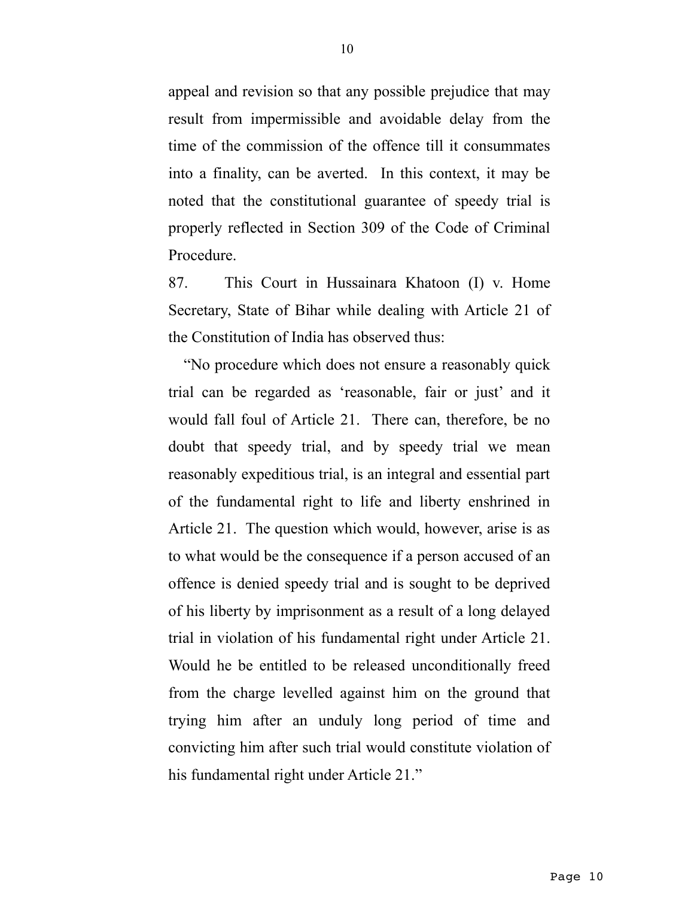appeal and revision so that any possible prejudice that may result from impermissible and avoidable delay from the time of the commission of the offence till it consummates into a finality, can be averted. In this context, it may be noted that the constitutional guarantee of speedy trial is properly reflected in Section 309 of the Code of Criminal Procedure.

87. This Court in Hussainara Khatoon (I) v. Home Secretary, State of Bihar while dealing with Article 21 of the Constitution of India has observed thus:

> "No procedure which does not ensure a reasonably quick trial can be regarded as 'reasonable, fair or just' and it would fall foul of Article 21. There can, therefore, be no doubt that speedy trial, and by speedy trial we mean reasonably expeditious trial, is an integral and essential part of the fundamental right to life and liberty enshrined in Article 21. The question which would, however, arise is as to what would be the consequence if a person accused of an offence is denied speedy trial and is sought to be deprived of his liberty by imprisonment as a result of a long delayed trial in violation of his fundamental right under Article 21. Would he be entitled to be released unconditionally freed from the charge levelled against him on the ground that trying him after an unduly long period of time and convicting him after such trial would constitute violation of his fundamental right under Article 21."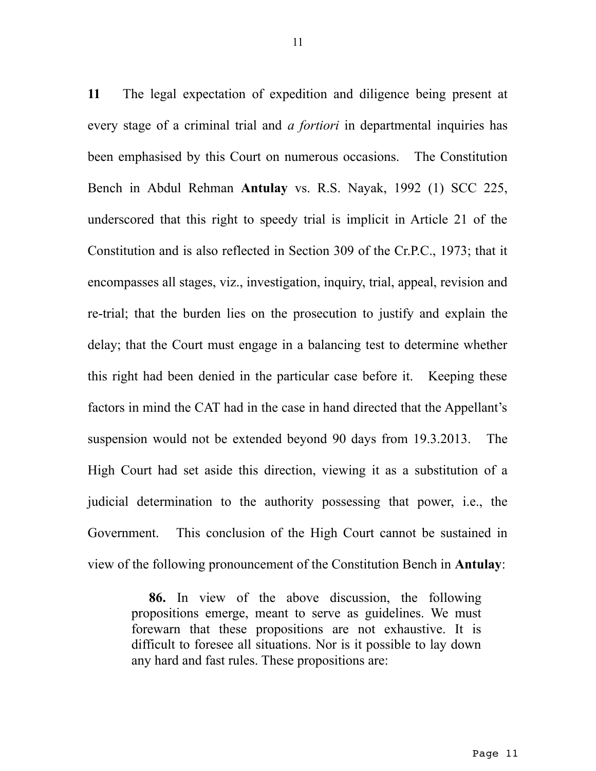**11** The legal expectation of expedition and diligence being present at every stage of a criminal trial and *a fortiori* in departmental inquiries has been emphasised by this Court on numerous occasions. The Constitution Bench in Abdul Rehman **Antulay** vs. R.S. Nayak, 1992 (1) SCC 225, underscored that this right to speedy trial is implicit in Article 21 of the Constitution and is also reflected in Section 309 of the Cr.P.C., 1973; that it encompasses all stages, viz., investigation, inquiry, trial, appeal, revision and re-trial; that the burden lies on the prosecution to justify and explain the delay; that the Court must engage in a balancing test to determine whether this right had been denied in the particular case before it. Keeping these factors in mind the CAT had in the case in hand directed that the Appellant's suspension would not be extended beyond 90 days from 19.3.2013. The High Court had set aside this direction, viewing it as a substitution of a judicial determination to the authority possessing that power, i.e., the Government. This conclusion of the High Court cannot be sustained in view of the following pronouncement of the Constitution Bench in **Antulay**:

> **86.** In view of the above discussion, the following propositions emerge, meant to serve as guidelines. We must forewarn that these propositions are not exhaustive. It is difficult to foresee all situations. Nor is it possible to lay down any hard and fast rules. These propositions are: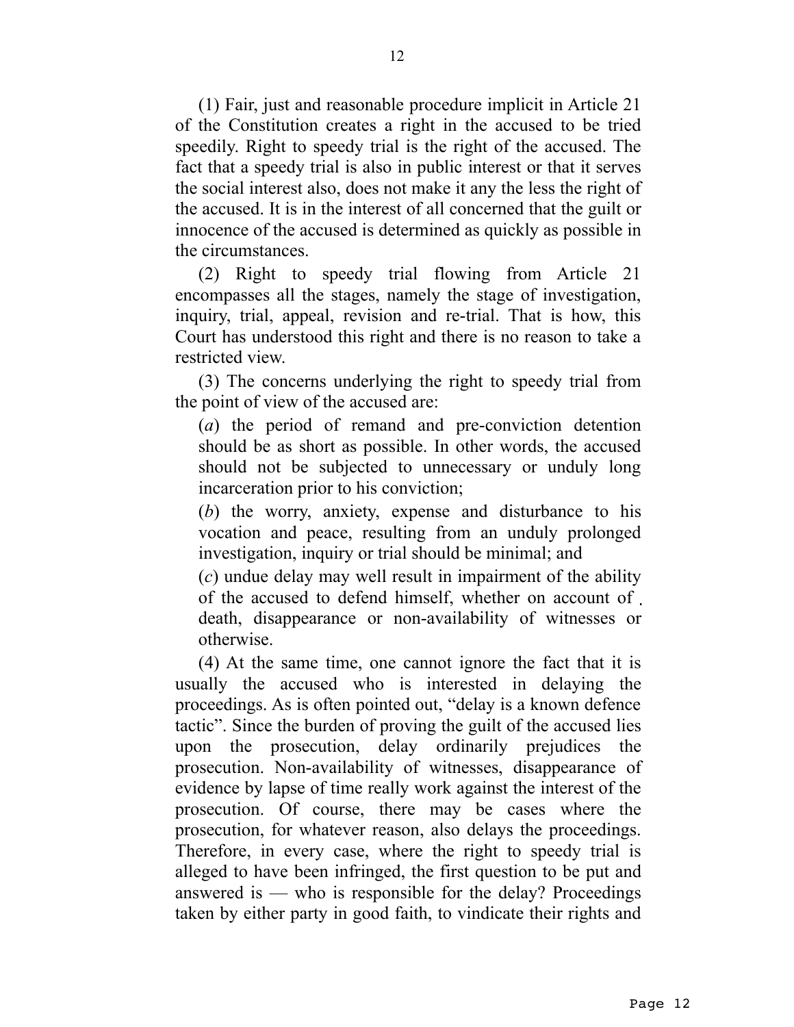(1) Fair, just and reasonable procedure implicit in Article 21 of the Constitution creates a right in the accused to be tried speedily. Right to speedy trial is the right of the accused. The fact that a speedy trial is also in public interest or that it serves the social interest also, does not make it any the less the right of the accused. It is in the interest of all concerned that the guilt or innocence of the accused is determined as quickly as possible in the circumstances.

(2) Right to speedy trial flowing from Article 21 encompasses all the stages, namely the stage of investigation, inquiry, trial, appeal, revision and re-trial. That is how, this Court has understood this right and there is no reason to take a restricted view.

(3) The concerns underlying the right to speedy trial from the point of view of the accused are:

(*a*) the period of remand and pre-conviction detention should be as short as possible. In other words, the accused should not be subjected to unnecessary or unduly long incarceration prior to his conviction;

(*b*) the worry, anxiety, expense and disturbance to his vocation and peace, resulting from an unduly prolonged investigation, inquiry or trial should be minimal; and

(*c*) undue delay may well result in impairment of the ability of the accused to defend himself, whether on account of death, disappearance or non-availability of witnesses or otherwise.

(4) At the same time, one cannot ignore the fact that it is usually the accused who is interested in delaying the proceedings. As is often pointed out, "delay is a known defence tactic". Since the burden of proving the guilt of the accused lies upon the prosecution, delay ordinarily prejudices the prosecution. Non-availability of witnesses, disappearance of evidence by lapse of time really work against the interest of the prosecution. Of course, there may be cases where the prosecution, for whatever reason, also delays the proceedings. Therefore, in every case, where the right to speedy trial is alleged to have been infringed, the first question to be put and answered is — who is responsible for the delay? Proceedings taken by either party in good faith, to vindicate their rights and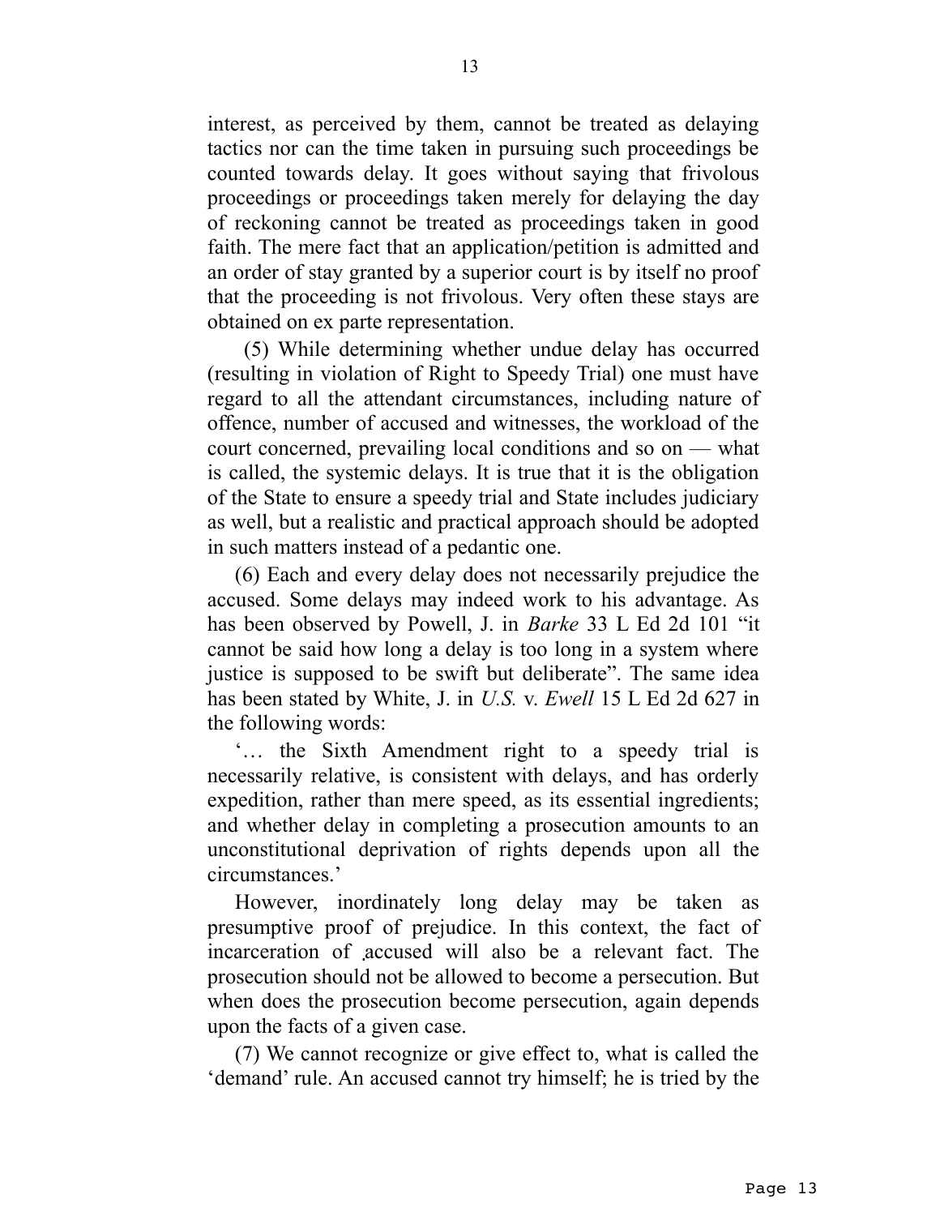interest, as perceived by them, cannot be treated as delaying tactics nor can the time taken in pursuing such proceedings be counted towards delay. It goes without saying that frivolous proceedings or proceedings taken merely for delaying the day of reckoning cannot be treated as proceedings taken in good faith. The mere fact that an application/petition is admitted and an order of stay granted by a superior court is by itself no proof that the proceeding is not frivolous. Very often these stays are obtained on ex parte representation.

(5) While determining whether undue delay has occurred (resulting in violation of Right to Speedy Trial) one must have regard to all the attendant circumstances, including nature of offence, number of accused and witnesses, the workload of the court concerned, prevailing local conditions and so on — what is called, the systemic delays. It is true that it is the obligation of the State to ensure a speedy trial and State includes judiciary as well, but a realistic and practical approach should be adopted in such matters instead of a pedantic one.

(6) Each and every delay does not necessarily prejudice the accused. Some delays may indeed work to his advantage. As has been observed by Powell, J. in *Barke* 33 L Ed 2d 101 "it cannot be said how long a delay is too long in a system where justice is supposed to be swift but deliberate". The same idea has been stated by White, J. in *U.S.* v. *Ewell* 15 L Ed 2d 627 in the following words:

'… the Sixth Amendment right to a speedy trial is necessarily relative, is consistent with delays, and has orderly expedition, rather than mere speed, as its essential ingredients; and whether delay in completing a prosecution amounts to an unconstitutional deprivation of rights depends upon all the circumstances.'

However, inordinately long delay may be taken as presumptive proof of prejudice. In this context, the fact of incarceration of accused will also be a relevant fact. The prosecution should not be allowed to become a persecution. But when does the prosecution become persecution, again depends upon the facts of a given case.

(7) We cannot recognize or give effect to, what is called the 'demand' rule. An accused cannot try himself; he is tried by the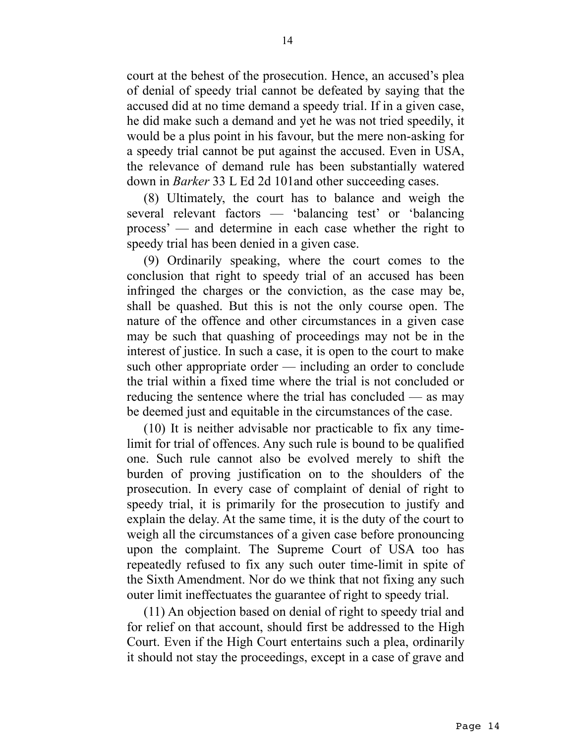court at the behest of the prosecution. Hence, an accused's plea of denial of speedy trial cannot be defeated by saying that the accused did at no time demand a speedy trial. If in a given case, he did make such a demand and yet he was not tried speedily, it would be a plus point in his favour, but the mere non-asking for a speedy trial cannot be put against the accused. Even in USA, the relevance of demand rule has been substantially watered down in *Barker* 33 L Ed 2d 101and other succeeding cases.

(8) Ultimately, the court has to balance and weigh the several relevant factors — 'balancing test' or 'balancing process' — and determine in each case whether the right to speedy trial has been denied in a given case.

(9) Ordinarily speaking, where the court comes to the conclusion that right to speedy trial of an accused has been infringed the charges or the conviction, as the case may be, shall be quashed. But this is not the only course open. The nature of the offence and other circumstances in a given case may be such that quashing of proceedings may not be in the interest of justice. In such a case, it is open to the court to make such other appropriate order — including an order to conclude the trial within a fixed time where the trial is not concluded or reducing the sentence where the trial has concluded — as may be deemed just and equitable in the circumstances of the case.

(10) It is neither advisable nor practicable to fix any time-limit for trial of offences. Any such rule is bound to be qualified one. Such rule cannot also be evolved merely to shift the burden of proving justification on to the shoulders of the prosecution. In every case of complaint of denial of right to speedy trial, it is primarily for the prosecution to justify and explain the delay. At the same time, it is the duty of the court to weigh all the circumstances of a given case before pronouncing upon the complaint. The Supreme Court of USA too has repeatedly refused to fix any such outer time-limit in spite of the Sixth Amendment. Nor do we think that not fixing any such outer limit ineffectuates the guarantee of right to speedy trial.

(11) An objection based on denial of right to speedy trial and for relief on that account, should first be addressed to the High Court. Even if the High Court entertains such a plea, ordinarily it should not stay the proceedings, except in a case of grave and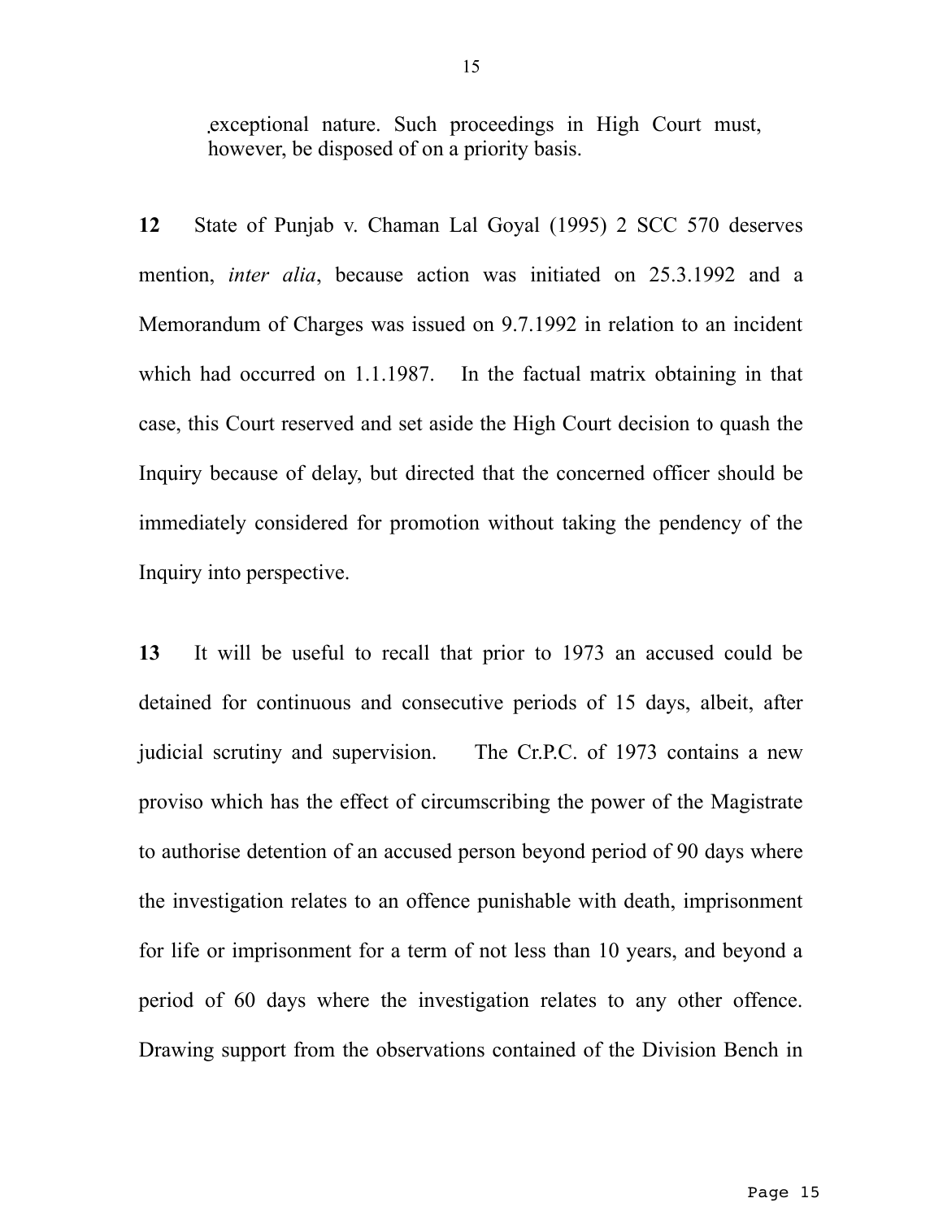exceptional nature. Such proceedings in High Court must, however, be disposed of on a priority basis.

**12** State of Punjab v. Chaman Lal Goyal (1995) 2 SCC 570 deserves mention, *inter alia*, because action was initiated on 25.3.1992 and a Memorandum of Charges was issued on 9.7.1992 in relation to an incident which had occurred on 1.1.1987. In the factual matrix obtaining in that case, this Court reserved and set aside the High Court decision to quash the Inquiry because of delay, but directed that the concerned officer should be immediately considered for promotion without taking the pendency of the Inquiry into perspective.

**13** It will be useful to recall that prior to 1973 an accused could be detained for continuous and consecutive periods of 15 days, albeit, after judicial scrutiny and supervision. The Cr.P.C. of 1973 contains a new proviso which has the effect of circumscribing the power of the Magistrate to authorise detention of an accused person beyond period of 90 days where the investigation relates to an offence punishable with death, imprisonment for life or imprisonment for a term of not less than 10 years, and beyond a period of 60 days where the investigation relates to any other offence. Drawing support from the observations contained of the Division Bench in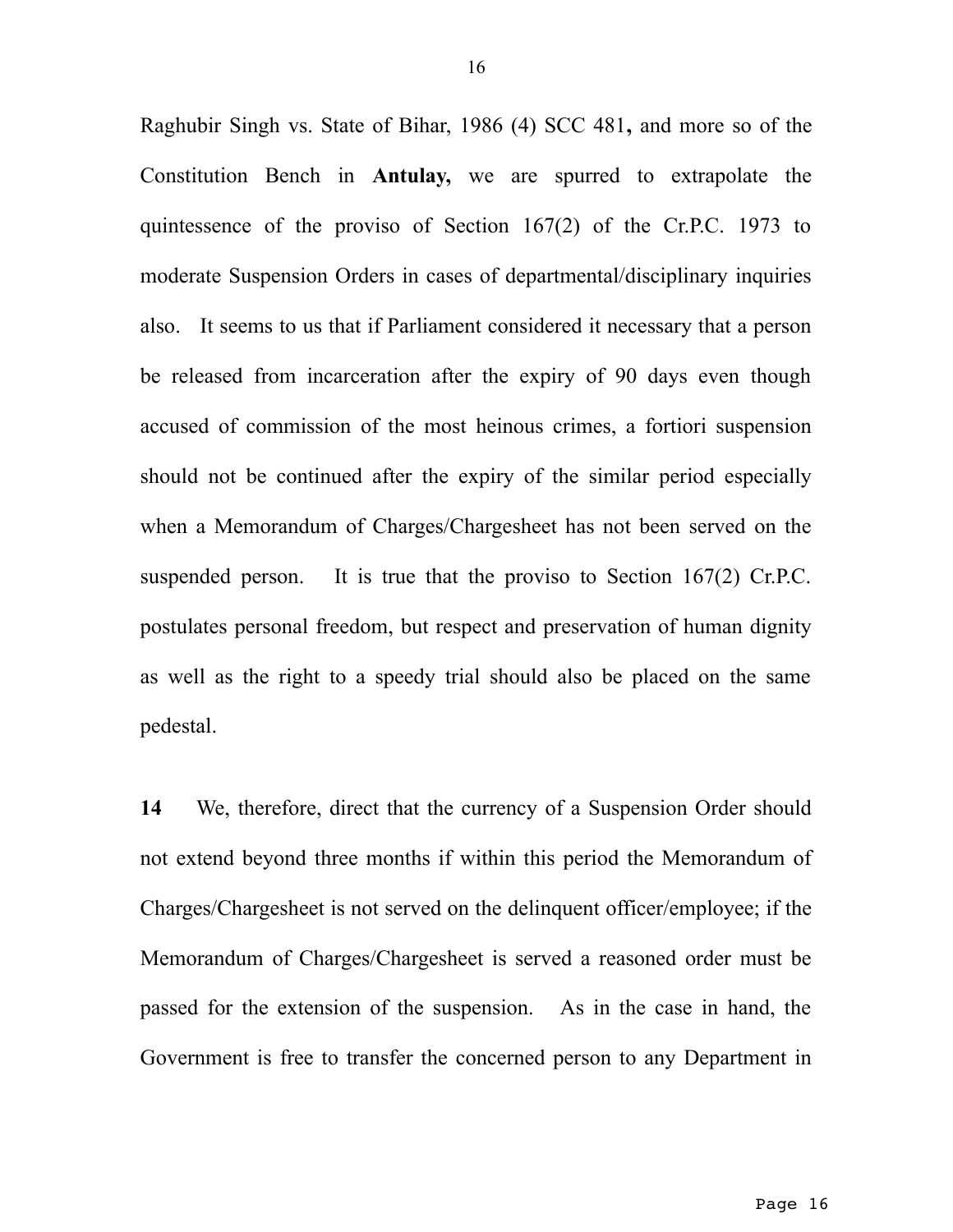Raghubir Singh vs. State of Bihar, 1986 (4) SCC 481**,** and more so of the Constitution Bench in **Antulay,** we are spurred to extrapolate the quintessence of the proviso of Section 167(2) of the Cr.P.C. 1973 to moderate Suspension Orders in cases of departmental/disciplinary inquiries also. It seems to us that if Parliament considered it necessary that a person be released from incarceration after the expiry of 90 days even though accused of commission of the most heinous crimes, a fortiori suspension should not be continued after the expiry of the similar period especially when a Memorandum of Charges/Chargesheet has not been served on the suspended person. It is true that the proviso to Section 167(2) Cr.P.C. postulates personal freedom, but respect and preservation of human dignity as well as the right to a speedy trial should also be placed on the same pedestal.

**14** We, therefore, direct that the currency of a Suspension Order should not extend beyond three months if within this period the Memorandum of Charges/Chargesheet is not served on the delinquent officer/employee; if the Memorandum of Charges/Chargesheet is served a reasoned order must be passed for the extension of the suspension. As in the case in hand, the Government is free to transfer the concerned person to any Department in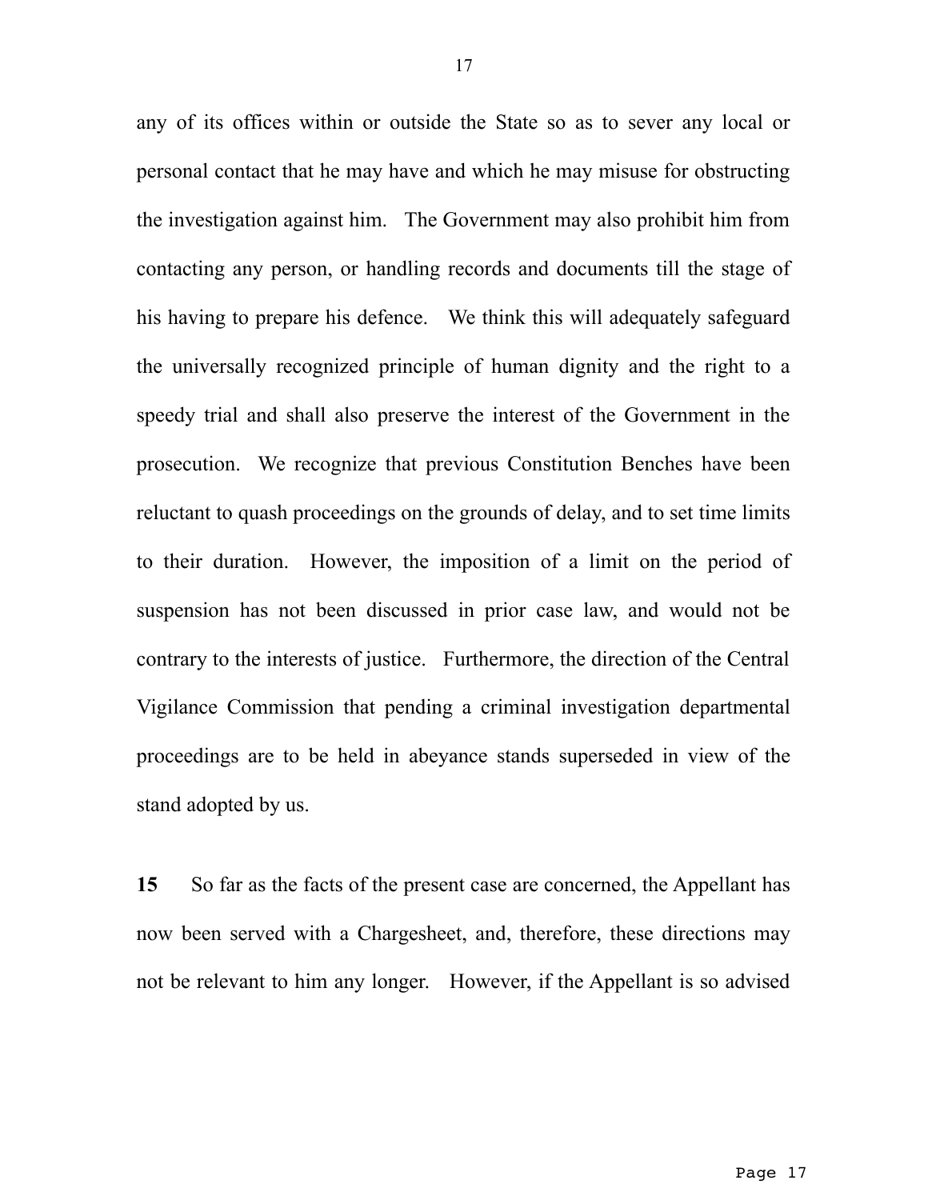any of its offices within or outside the State so as to sever any local or personal contact that he may have and which he may misuse for obstructing the investigation against him. The Government may also prohibit him from contacting any person, or handling records and documents till the stage of his having to prepare his defence. We think this will adequately safeguard the universally recognized principle of human dignity and the right to a speedy trial and shall also preserve the interest of the Government in the prosecution. We recognize that previous Constitution Benches have been reluctant to quash proceedings on the grounds of delay, and to set time limits to their duration. However, the imposition of a limit on the period of suspension has not been discussed in prior case law, and would not be contrary to the interests of justice. Furthermore, the direction of the Central Vigilance Commission that pending a criminal investigation departmental proceedings are to be held in abeyance stands superseded in view of the stand adopted by us.

**15** So far as the facts of the present case are concerned, the Appellant has now been served with a Chargesheet, and, therefore, these directions may not be relevant to him any longer. However, if the Appellant is so advised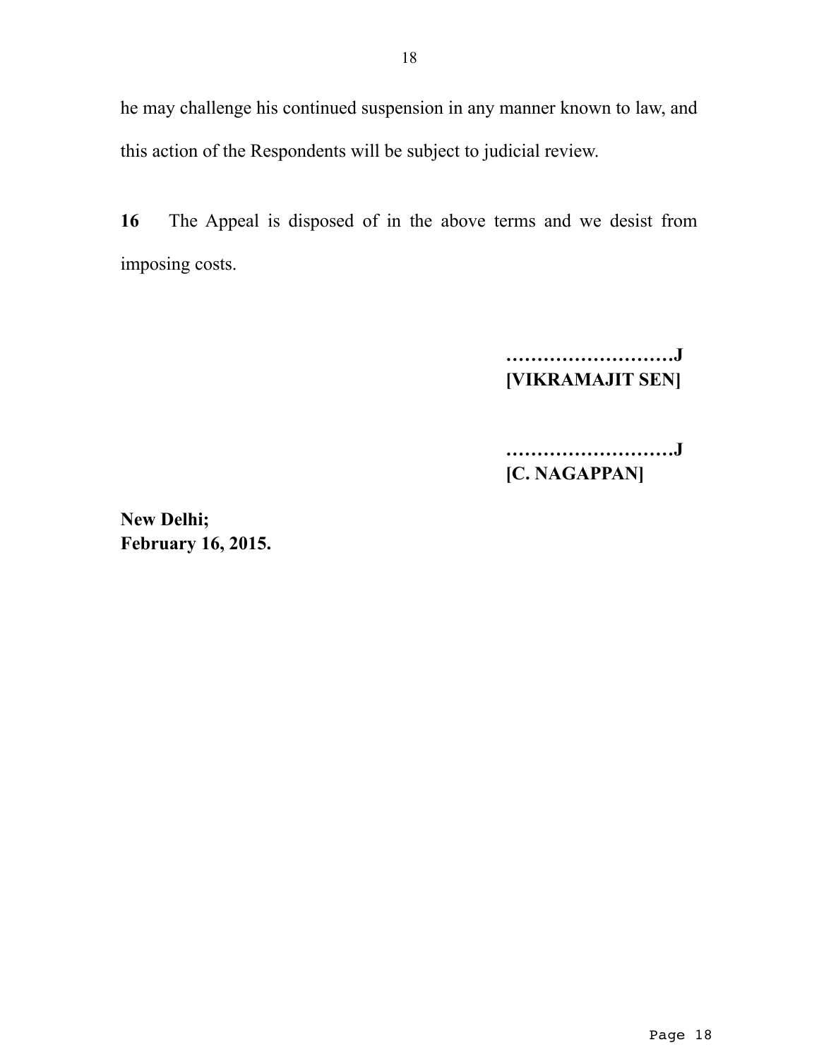he may challenge his continued suspension in any manner known to law, and this action of the Respondents will be subject to judicial review.

**16** The Appeal is disposed of in the above terms and we desist from imposing costs.

**……………………….J**
**[VIKRAMAJIT SEN]**

**……………………….J**
**[C. NAGAPPAN]**

**New Delhi;**
**February 16, 2015.**